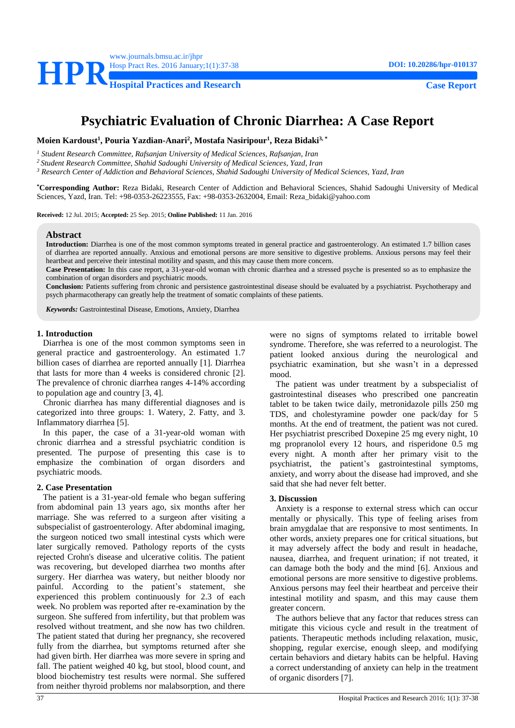Case Report

# Psychiatric Evaluation of Chronic Diarrhea: A Case Report

**Moien Kardoust[1], Pouria Yazdian-Anari[2], Mostafa Nasiripour[1], Reza Bidaki[3,*]**

[1] *Student Research Committee, Rafsanjan University of Medical Sciences, Rafsanjan, Iran*
[2] *Student Research Committee, Shahid Sadoughi University of Medical Sciences, Yazd, Iran*
[3] *Research Center of Addiction and Behavioral Sciences, Shahid Sadoughi University of Medical Sciences, Yazd, Iran*

[*]**Corresponding Author:** Reza Bidaki, Research Center of Addiction and Behavioral Sciences, Shahid Sadoughi University of Medical Sciences, Yazd, Iran. Tel: +98-0353-26223555, Fax: +98-0353-2632004, Email: Reza_bidaki@yahoo.com

**Received:** 12 Jul. 2015; **Accepted:** 25 Sep. 2015; **Online Published:** 11 Jan. 2016

## Abstract

**Introduction:** Diarrhea is one of the most common symptoms treated in general practice and gastroenterology. An estimated 1.7 billion cases of diarrhea are reported annually. Anxious and emotional persons are more sensitive to digestive problems. Anxious persons may feel their heartbeat and perceive their intestinal motility and spasm, and this may cause them more concern.

**Case Presentation:** In this case report, a 31-year-old woman with chronic diarrhea and a stressed psyche is presented so as to emphasize the combination of organ disorders and psychiatric moods.

**Conclusion:** Patients suffering from chronic and persistence gastrointestinal disease should be evaluated by a psychiatrist. Psychotherapy and psych pharmacotherapy can greatly help the treatment of somatic complaints of these patients.

***Keywords:*** Gastrointestinal Disease, Emotions, Anxiety, Diarrhea

## 1. Introduction

Diarrhea is one of the most common symptoms seen in general practice and gastroenterology. An estimated 1.7 billion cases of diarrhea are reported annually [1]. Diarrhea that lasts for more than 4 weeks is considered chronic [2]. The prevalence of chronic diarrhea ranges 4-14% according to population age and country [3, 4].

Chronic diarrhea has many differential diagnoses and is categorized into three groups: 1. Watery, 2. Fatty, and 3. Inflammatory diarrhea [5].

In this paper, the case of a 31-year-old woman with chronic diarrhea and a stressful psychiatric condition is presented. The purpose of presenting this case is to emphasize the combination of organ disorders and psychiatric moods.

## 2. Case Presentation

The patient is a 31-year-old female who began suffering from abdominal pain 13 years ago, six months after her marriage. She was referred to a surgeon after visiting a subspecialist of gastroenterology. After abdominal imaging, the surgeon noticed two small intestinal cysts which were later surgically removed. Pathology reports of the cysts rejected Crohn's disease and ulcerative colitis. The patient was recovering, but developed diarrhea two months after surgery. Her diarrhea was watery, but neither bloody nor painful. According to the patient's statement, she experienced this problem continuously for 2.3 of each week. No problem was reported after re-examination by the surgeon. She suffered from infertility, but that problem was resolved without treatment, and she now has two children. The patient stated that during her pregnancy, she recovered fully from the diarrhea, but symptoms returned after she had given birth. Her diarrhea was more severe in spring and fall. The patient weighed 40 kg, but stool, blood count, and blood biochemistry test results were normal. She suffered from neither thyroid problems nor malabsorption, and there were no signs of symptoms related to irritable bowel syndrome. Therefore, she was referred to a neurologist. The patient looked anxious during the neurological and psychiatric examination, but she wasn't in a depressed mood.

The patient was under treatment by a subspecialist of gastrointestinal diseases who prescribed one pancreatin tablet to be taken twice daily, metronidazole pills 250 mg TDS, and cholestyramine powder one pack/day for 5 months. At the end of treatment, the patient was not cured. Her psychiatrist prescribed Doxepine 25 mg every night, 10 mg propranolol every 12 hours, and risperidone 0.5 mg every night. A month after her primary visit to the psychiatrist, the patient's gastrointestinal symptoms, anxiety, and worry about the disease had improved, and she said that she had never felt better.

## 3. Discussion

Anxiety is a response to external stress which can occur mentally or physically. This type of feeling arises from brain amygdalae that are responsive to most sentiments. In other words, anxiety prepares one for critical situations, but it may adversely affect the body and result in headache, nausea, diarrhea, and frequent urination; if not treated, it can damage both the body and the mind [6]. Anxious and emotional persons are more sensitive to digestive problems. Anxious persons may feel their heartbeat and perceive their intestinal motility and spasm, and this may cause them greater concern.

The authors believe that any factor that reduces stress can mitigate this vicious cycle and result in the treatment of patients. Therapeutic methods including relaxation, music, shopping, regular exercise, enough sleep, and modifying certain behaviors and dietary habits can be helpful. Having a correct understanding of anxiety can help in the treatment of organic disorders [7].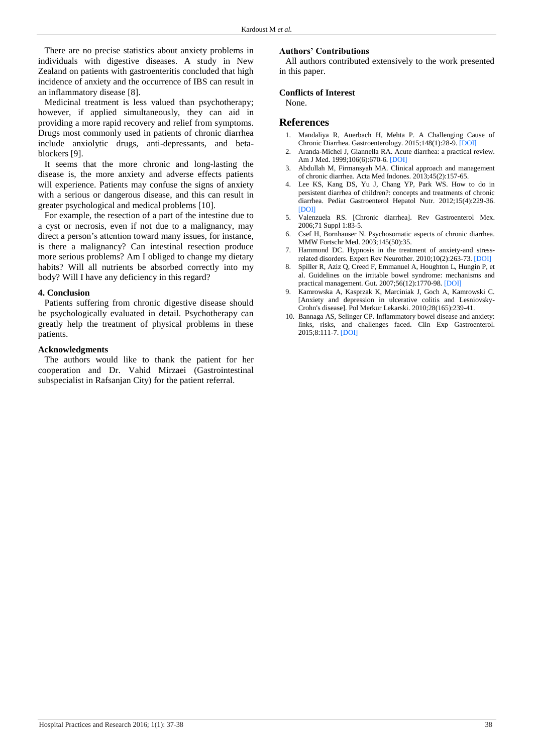There are no precise statistics about anxiety problems in individuals with digestive diseases. A study in New Zealand on patients with gastroenteritis concluded that high incidence of anxiety and the occurrence of IBS can result in an inflammatory disease [8].

Medicinal treatment is less valued than psychotherapy; however, if applied simultaneously, they can aid in providing a more rapid recovery and relief from symptoms. Drugs most commonly used in patients of chronic diarrhea include anxiolytic drugs, anti-depressants, and beta-blockers [9].

It seems that the more chronic and long-lasting the disease is, the more anxiety and adverse effects patients will experience. Patients may confuse the signs of anxiety with a serious or dangerous disease, and this can result in greater psychological and medical problems [10].

For example, the resection of a part of the intestine due to a cyst or necrosis, even if not due to a malignancy, may direct a person's attention toward many issues, for instance, is there a malignancy? Can intestinal resection produce more serious problems? Am I obliged to change my dietary habits? Will all nutrients be absorbed correctly into my body? Will I have any deficiency in this regard?

### 4. Conclusion

Patients suffering from chronic digestive disease should be psychologically evaluated in detail. Psychotherapy can greatly help the treatment of physical problems in these patients.

### Acknowledgments

The authors would like to thank the patient for her cooperation and Dr. Vahid Mirzaei (Gastrointestinal subspecialist in Rafsanjan City) for the patient referral.

### Authors' Contributions

All authors contributed extensively to the work presented in this paper.

### Conflicts of Interest

None.

## References

1. Mandaliya R, Auerbach H, Mehta P. A Challenging Cause of Chronic Diarrhea. Gastroenterology. 2015;148(1):28-9. [DOI]
2. Aranda-Michel J, Giannella RA. Acute diarrhea: a practical review. Am J Med. 1999;106(6):670-6. [DOI]
3. Abdullah M, Firmansyah MA. Clinical approach and management of chronic diarrhea. Acta Med Indones. 2013;45(2):157-65.
4. Lee KS, Kang DS, Yu J, Chang YP, Park WS. How to do in persistent diarrhea of children?: concepts and treatments of chronic diarrhea. Pediat Gastroenterol Hepatol Nutr. 2012;15(4):229-36. [DOI]
5. Valenzuela RS. [Chronic diarrhea]. Rev Gastroenterol Mex. 2006;71 Suppl 1:83-5.
6. Csef H, Bornhauser N. Psychosomatic aspects of chronic diarrhea. MMW Fortschr Med. 2003;145(50):35.
7. Hammond DC. Hypnosis in the treatment of anxiety-and stress-related disorders. Expert Rev Neurother. 2010;10(2):263-73. [DOI]
8. Spiller R, Aziz Q, Creed F, Emmanuel A, Houghton L, Hungin P, et al. Guidelines on the irritable bowel syndrome: mechanisms and practical management. Gut. 2007;56(12):1770-98. [DOI]
9. Kamrowska A, Kasprzak K, Marciniak J, Goch A, Kamrowski C. [Anxiety and depression in ulcerative colitis and Lesniovsky-Crohn's disease]. Pol Merkur Lekarski. 2010;28(165):239-41.
10. Bannaga AS, Selinger CP. Inflammatory bowel disease and anxiety: links, risks, and challenges faced. Clin Exp Gastroenterol. 2015;8:111-7. [DOI]